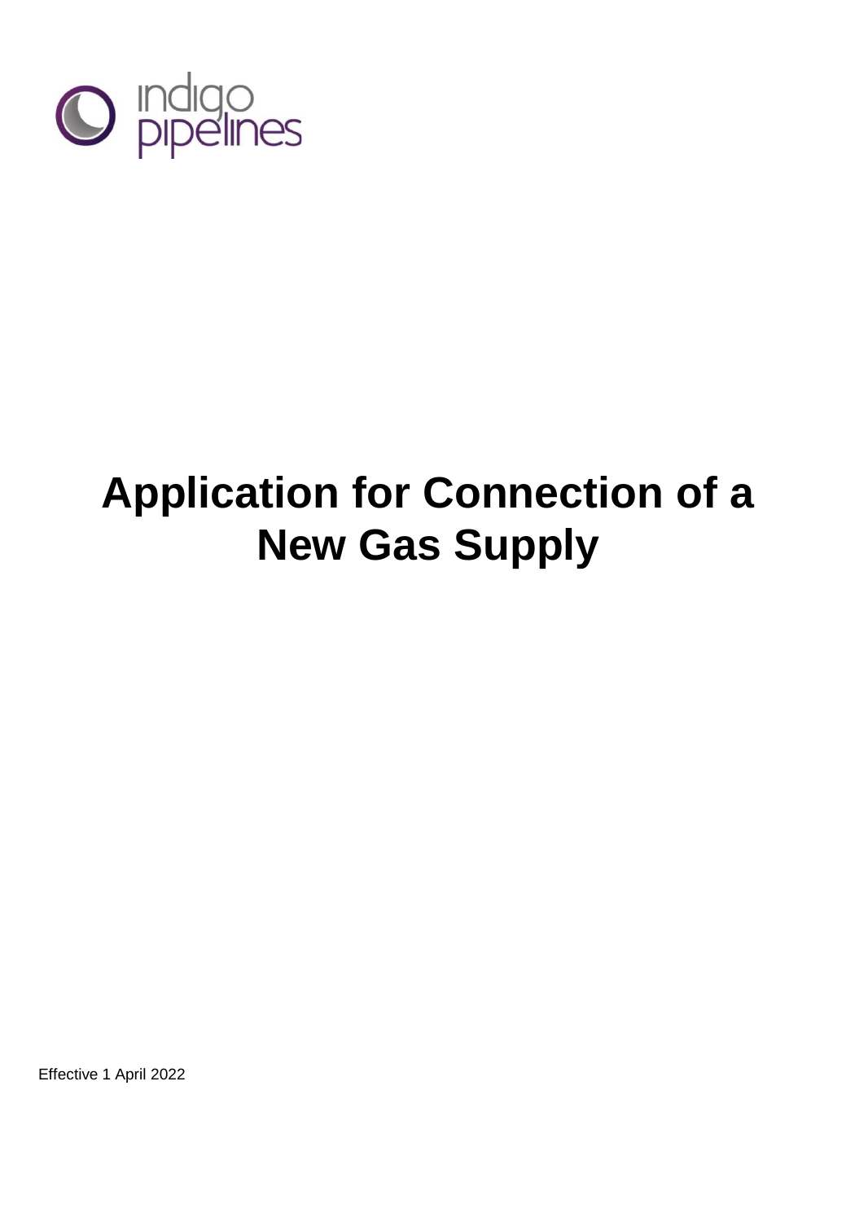indigo pipelines

# Application for Connection of a New Gas Supply

Effective 1 April 2022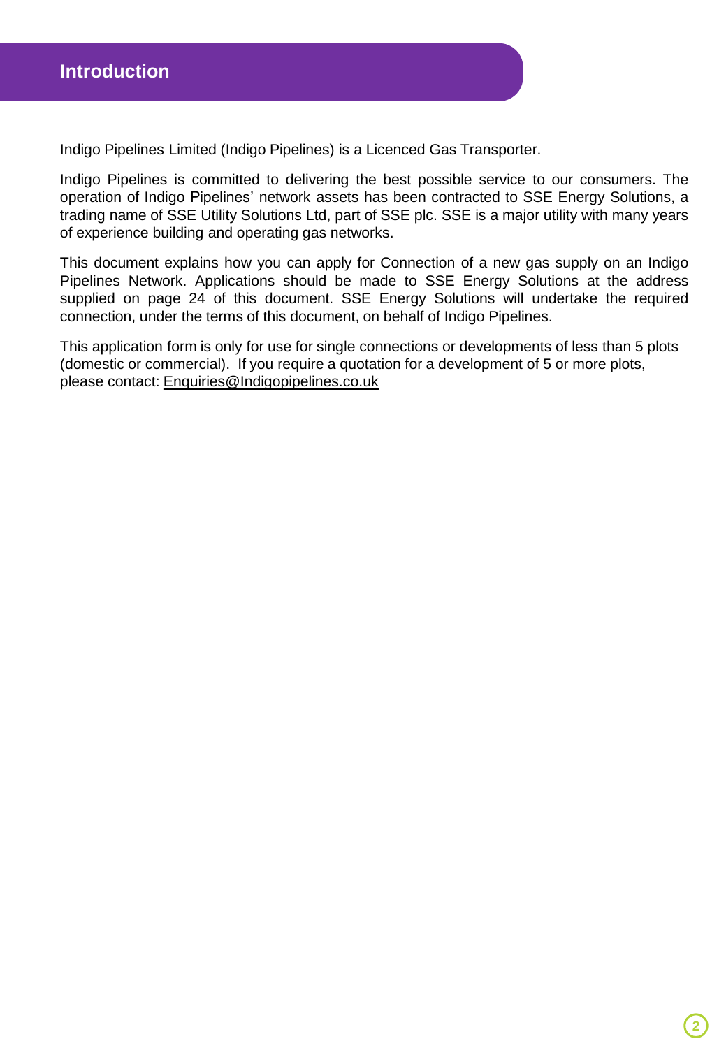# Introduction

Indigo Pipelines Limited (Indigo Pipelines) is a Licenced Gas Transporter.

Indigo Pipelines is committed to delivering the best possible service to our consumers. The operation of Indigo Pipelines' network assets has been contracted to SSE Energy Solutions, a trading name of SSE Utility Solutions Ltd, part of SSE plc. SSE is a major utility with many years of experience building and operating gas networks.

This document explains how you can apply for Connection of a new gas supply on an Indigo Pipelines Network. Applications should be made to SSE Energy Solutions at the address supplied on page 24 of this document. SSE Energy Solutions will undertake the required connection, under the terms of this document, on behalf of Indigo Pipelines.

This application form is only for use for single connections or developments of less than 5 plots (domestic or commercial). If you require a quotation for a development of 5 or more plots, please contact: Enquiries@Indigopipelines.co.uk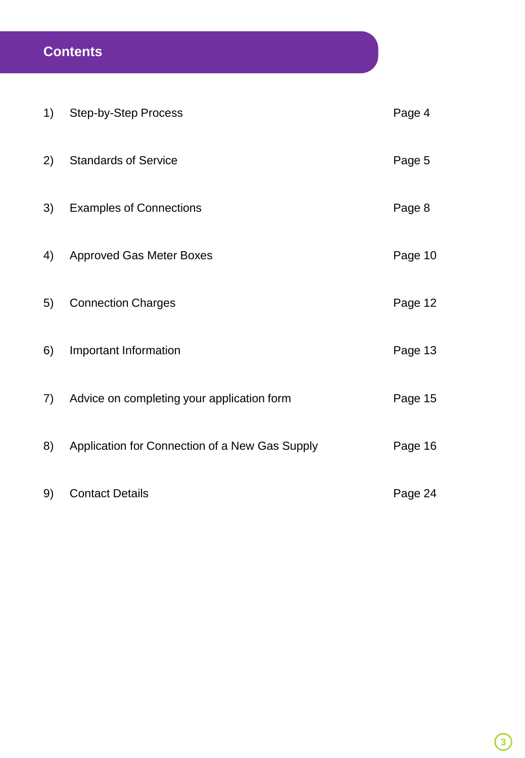# Contents

| | | |
|---|---|---|
| 1) | Step-by-Step Process | Page 4 |
| 2) | Standards of Service | Page 5 |
| 3) | Examples of Connections | Page 8 |
| 4) | Approved Gas Meter Boxes | Page 10 |
| 5) | Connection Charges | Page 12 |
| 6) | Important Information | Page 13 |
| 7) | Advice on completing your application form | Page 15 |
| 8) | Application for Connection of a New Gas Supply | Page 16 |
| 9) | Contact Details | Page 24 |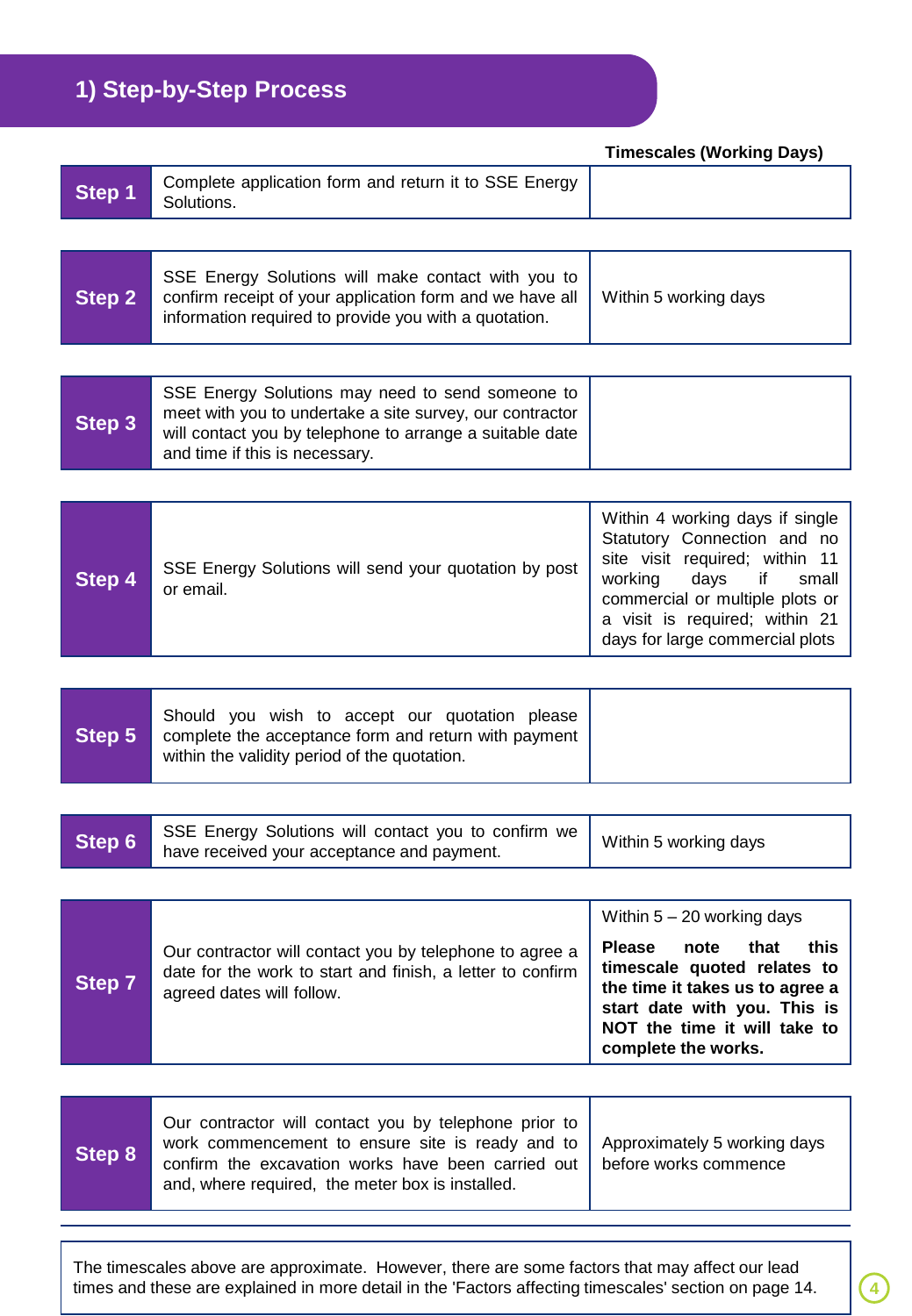## 1) Step-by-Step Process

| | | Timescales (Working Days) |
|---|---|---|
| **Step 1** | Complete application form and return it to SSE Energy Solutions. | |
| **Step 2** | SSE Energy Solutions will make contact with you to confirm receipt of your application form and we have all information required to provide you with a quotation. | Within 5 working days |
| **Step 3** | SSE Energy Solutions may need to send someone to meet with you to undertake a site survey, our contractor will contact you by telephone to arrange a suitable date and time if this is necessary. | |
| **Step 4** | SSE Energy Solutions will send your quotation by post or email. | Within 4 working days if single Statutory Connection and no site visit required; within 11 working days if small commercial or multiple plots or a visit is required; within 21 days for large commercial plots |
| **Step 5** | Should you wish to accept our quotation please complete the acceptance form and return with payment within the validity period of the quotation. | |
| **Step 6** | SSE Energy Solutions will contact you to confirm we have received your acceptance and payment. | Within 5 working days |
| **Step 7** | Our contractor will contact you by telephone to agree a date for the work to start and finish, a letter to confirm agreed dates will follow. | Within 5 – 20 working days **Please note that this timescale quoted relates to the time it takes us to agree a start date with you. This is NOT the time it will take to complete the works.** |
| **Step 8** | Our contractor will contact you by telephone prior to work commencement to ensure site is ready and to confirm the excavation works have been carried out and, where required, the meter box is installed. | Approximately 5 working days before works commence |

The timescales above are approximate. However, there are some factors that may affect our lead times and these are explained in more detail in the 'Factors affecting timescales' section on page 14.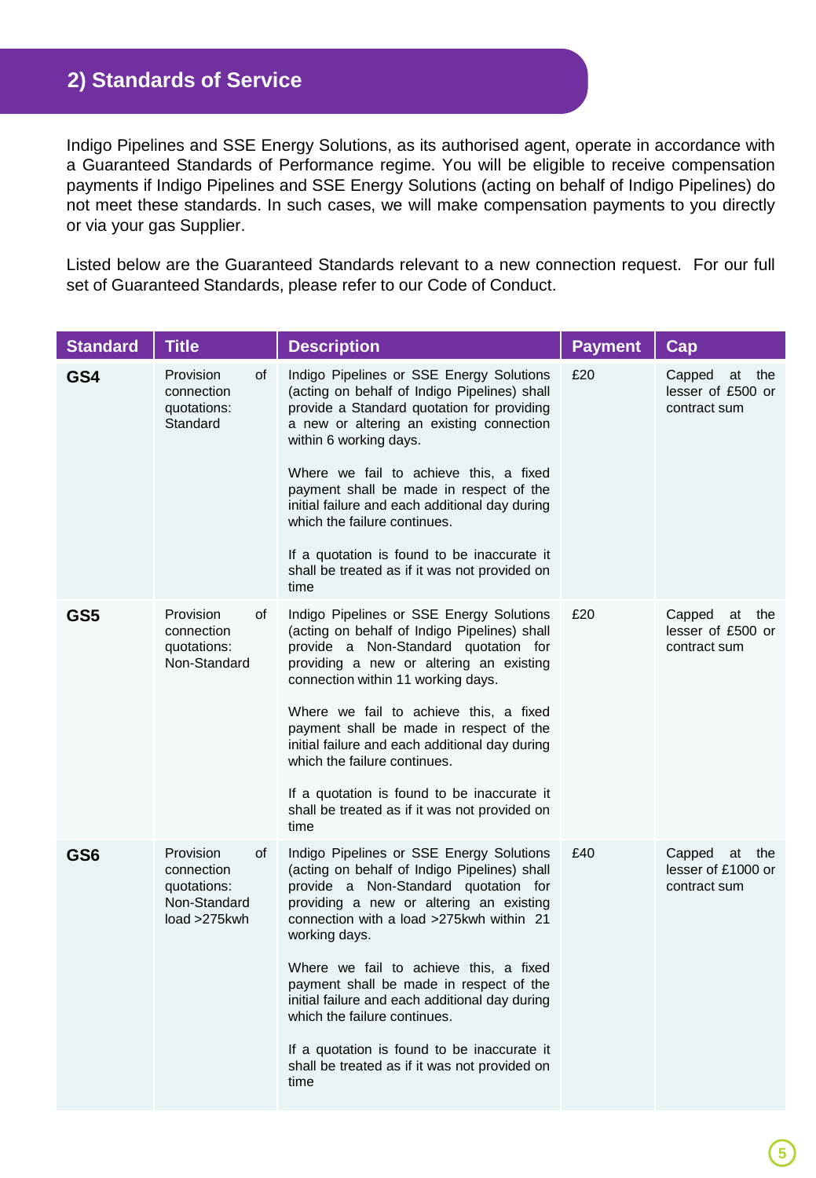## 2) Standards of Service

Indigo Pipelines and SSE Energy Solutions, as its authorised agent, operate in accordance with a Guaranteed Standards of Performance regime. You will be eligible to receive compensation payments if Indigo Pipelines and SSE Energy Solutions (acting on behalf of Indigo Pipelines) do not meet these standards. In such cases, we will make compensation payments to you directly or via your gas Supplier.

Listed below are the Guaranteed Standards relevant to a new connection request. For our full set of Guaranteed Standards, please refer to our Code of Conduct.

| Standard | Title | Description | Payment | Cap |
|---|---|---|---|---|
| **GS4** | Provision of connection quotations: Standard | Indigo Pipelines or SSE Energy Solutions (acting on behalf of Indigo Pipelines) shall provide a Standard quotation for providing a new or altering an existing connection within 6 working days.<br><br>Where we fail to achieve this, a fixed payment shall be made in respect of the initial failure and each additional day during which the failure continues.<br><br>If a quotation is found to be inaccurate it shall be treated as if it was not provided on time | £20 | Capped at the lesser of £500 or contract sum |
| **GS5** | Provision of connection quotations: Non-Standard | Indigo Pipelines or SSE Energy Solutions (acting on behalf of Indigo Pipelines) shall provide a Non-Standard quotation for providing a new or altering an existing connection within 11 working days.<br><br>Where we fail to achieve this, a fixed payment shall be made in respect of the initial failure and each additional day during which the failure continues.<br><br>If a quotation is found to be inaccurate it shall be treated as if it was not provided on time | £20 | Capped at the lesser of £500 or contract sum |
| **GS6** | Provision of connection quotations: Non-Standard load >275kwh | Indigo Pipelines or SSE Energy Solutions (acting on behalf of Indigo Pipelines) shall provide a Non-Standard quotation for providing a new or altering an existing connection with a load >275kwh within 21 working days.<br><br>Where we fail to achieve this, a fixed payment shall be made in respect of the initial failure and each additional day during which the failure continues.<br><br>If a quotation is found to be inaccurate it shall be treated as if it was not provided on time | £40 | Capped at the lesser of £1000 or contract sum |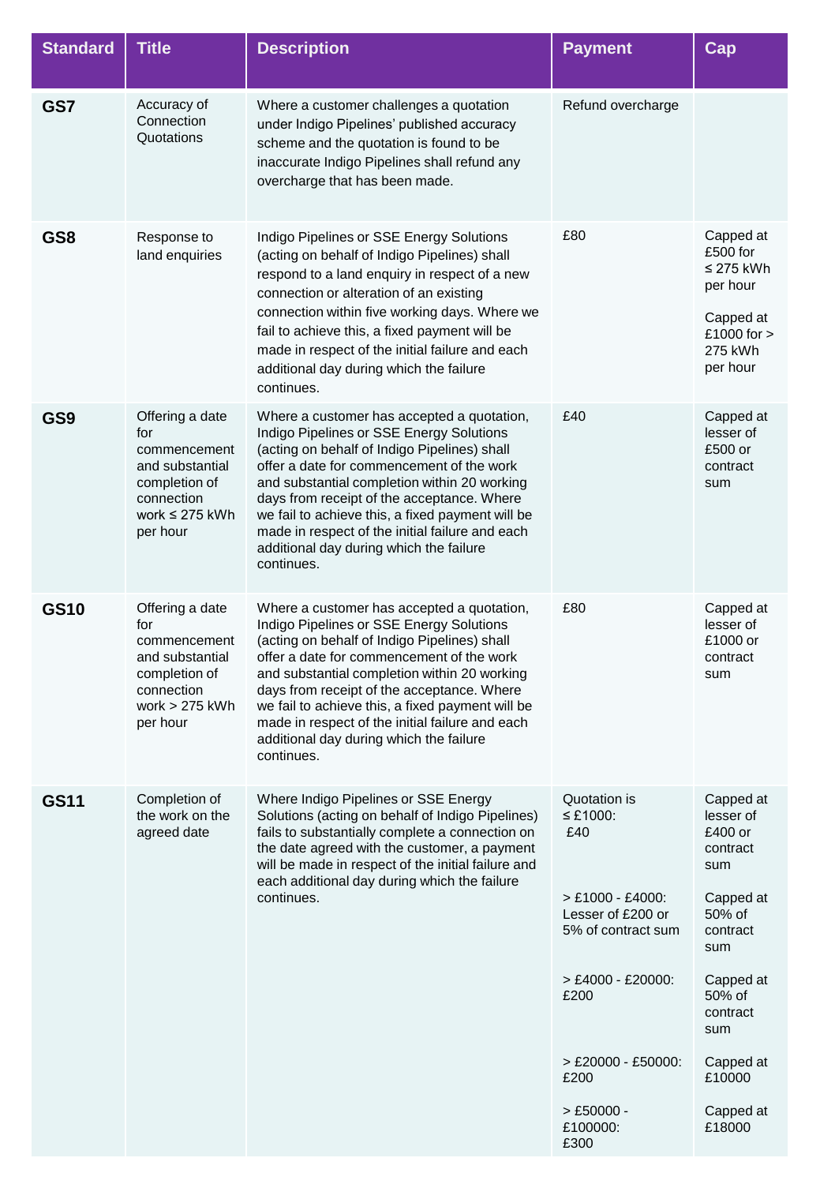| Standard | Title | Description | Payment | Cap |
|---|---|---|---|---|
| **GS7** | Accuracy of Connection Quotations | Where a customer challenges a quotation under Indigo Pipelines' published accuracy scheme and the quotation is found to be inaccurate Indigo Pipelines shall refund any overcharge that has been made. | Refund overcharge | |
| **GS8** | Response to land enquiries | Indigo Pipelines or SSE Energy Solutions (acting on behalf of Indigo Pipelines) shall respond to a land enquiry in respect of a new connection or alteration of an existing connection within five working days. Where we fail to achieve this, a fixed payment will be made in respect of the initial failure and each additional day during which the failure continues. | £80 | Capped at £500 for ≤ 275 kWh per hour<br><br>Capped at £1000 for > 275 kWh per hour |
| **GS9** | Offering a date for commencement and substantial completion of connection work ≤ 275 kWh per hour | Where a customer has accepted a quotation, Indigo Pipelines or SSE Energy Solutions (acting on behalf of Indigo Pipelines) shall offer a date for commencement of the work and substantial completion within 20 working days from receipt of the acceptance. Where we fail to achieve this, a fixed payment will be made in respect of the initial failure and each additional day during which the failure continues. | £40 | Capped at lesser of £500 or contract sum |
| **GS10** | Offering a date for commencement and substantial completion of connection work > 275 kWh per hour | Where a customer has accepted a quotation, Indigo Pipelines or SSE Energy Solutions (acting on behalf of Indigo Pipelines) shall offer a date for commencement of the work and substantial completion within 20 working days from receipt of the acceptance. Where we fail to achieve this, a fixed payment will be made in respect of the initial failure and each additional day during which the failure continues. | £80 | Capped at lesser of £1000 or contract sum |
| **GS11** | Completion of the work on the agreed date | Where Indigo Pipelines or SSE Energy Solutions (acting on behalf of Indigo Pipelines) fails to substantially complete a connection on the date agreed with the customer, a payment will be made in respect of the initial failure and each additional day during which the failure continues. | Quotation is ≤ £1000: £40<br><br>> £1000 - £4000: Lesser of £200 or 5% of contract sum<br><br>> £4000 - £20000: £200<br><br>> £20000 - £50000: £200<br><br>> £50000 - £100000: £300 | Capped at lesser of £400 or contract sum<br><br>Capped at 50% of contract sum<br><br>Capped at 50% of contract sum<br><br>Capped at £10000<br><br>Capped at £18000 |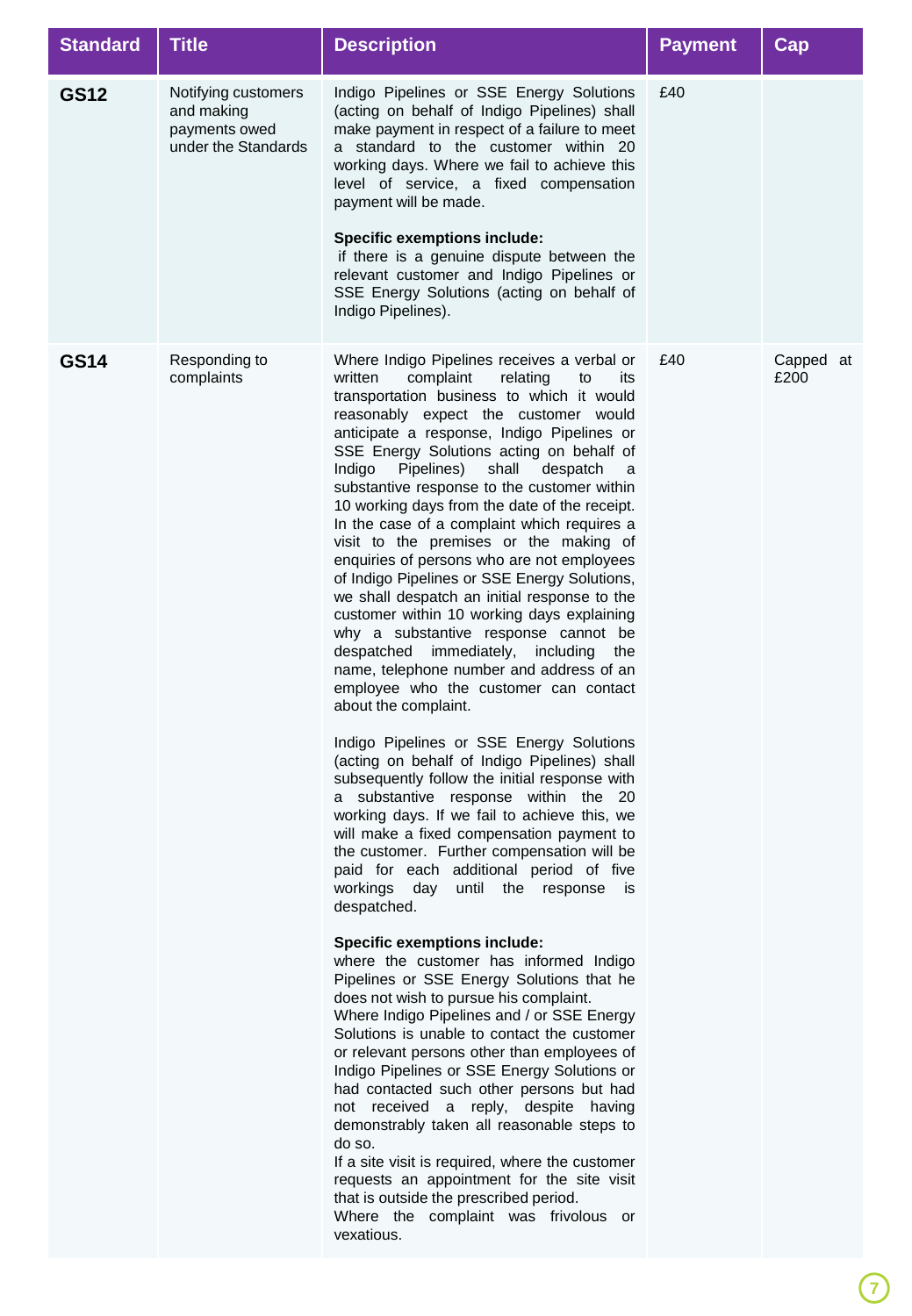| Standard | Title | Description | Payment | Cap |
|---|---|---|---|---|
| **GS12** | Notifying customers and making payments owed under the Standards | Indigo Pipelines or SSE Energy Solutions (acting on behalf of Indigo Pipelines) shall make payment in respect of a failure to meet a standard to the customer within 20 working days. Where we fail to achieve this level of service, a fixed compensation payment will be made.<br><br>**Specific exemptions include:**<br>if there is a genuine dispute between the relevant customer and Indigo Pipelines or SSE Energy Solutions (acting on behalf of Indigo Pipelines). | £40 | |
| **GS14** | Responding to complaints | Where Indigo Pipelines receives a verbal or written complaint relating to its transportation business to which it would reasonably expect the customer would anticipate a response, Indigo Pipelines or SSE Energy Solutions acting on behalf of Indigo Pipelines) shall despatch a substantive response to the customer within 10 working days from the date of the receipt. In the case of a complaint which requires a visit to the premises or the making of enquiries of persons who are not employees of Indigo Pipelines or SSE Energy Solutions, we shall despatch an initial response to the customer within 10 working days explaining why a substantive response cannot be despatched immediately, including the name, telephone number and address of an employee who the customer can contact about the complaint.<br><br>Indigo Pipelines or SSE Energy Solutions (acting on behalf of Indigo Pipelines) shall subsequently follow the initial response with a substantive response within the 20 working days. If we fail to achieve this, we will make a fixed compensation payment to the customer. Further compensation will be paid for each additional period of five workings day until the response is despatched.<br><br>**Specific exemptions include:**<br>where the customer has informed Indigo Pipelines or SSE Energy Solutions that he does not wish to pursue his complaint.<br>Where Indigo Pipelines and / or SSE Energy Solutions is unable to contact the customer or relevant persons other than employees of Indigo Pipelines or SSE Energy Solutions or had contacted such other persons but had not received a reply, despite having demonstrably taken all reasonable steps to do so.<br>If a site visit is required, where the customer requests an appointment for the site visit that is outside the prescribed period.<br>Where the complaint was frivolous or vexatious. | £40 | Capped at £200 |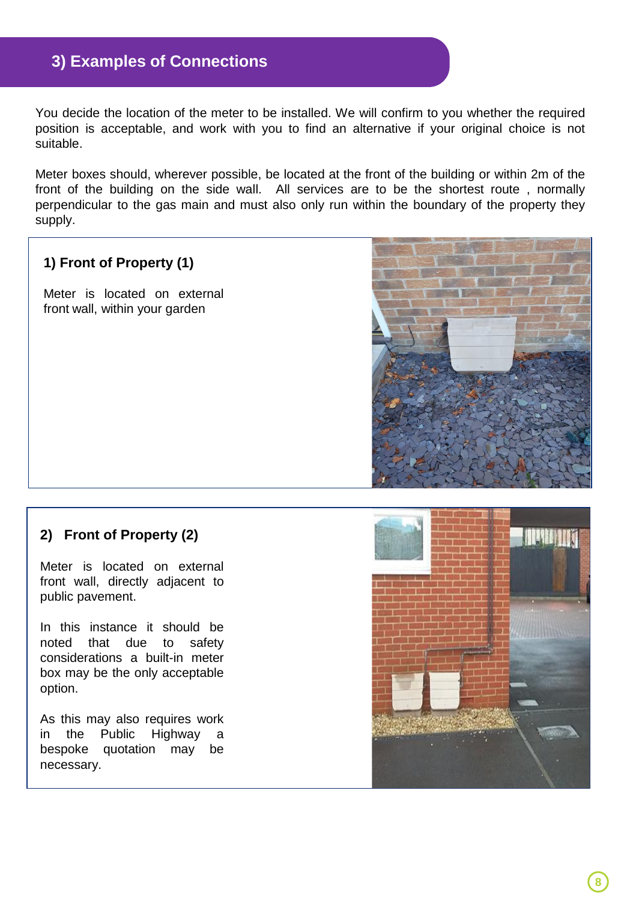## 3) Examples of Connections

You decide the location of the meter to be installed. We will confirm to you whether the required position is acceptable, and work with you to find an alternative if your original choice is not suitable.

Meter boxes should, wherever possible, be located at the front of the building or within 2m of the front of the building on the side wall. All services are to be the shortest route , normally perpendicular to the gas main and must also only run within the boundary of the property they supply.

### 1) Front of Property (1)

Meter is located on external front wall, within your garden

### 2) Front of Property (2)

Meter is located on external front wall, directly adjacent to public pavement.

In this instance it should be noted that due to safety considerations a built-in meter box may be the only acceptable option.

As this may also requires work in the Public Highway a bespoke quotation may be necessary.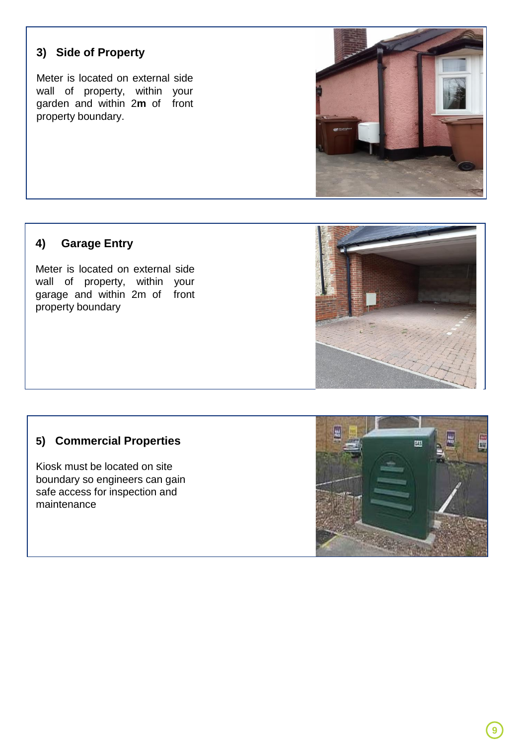### 3) Side of Property

Meter is located on external side wall of property, within your garden and within 2**m** of front property boundary.

### 4) Garage Entry

Meter is located on external side wall of property, within your garage and within 2m of front property boundary

### 5) Commercial Properties

Kiosk must be located on site boundary so engineers can gain safe access for inspection and maintenance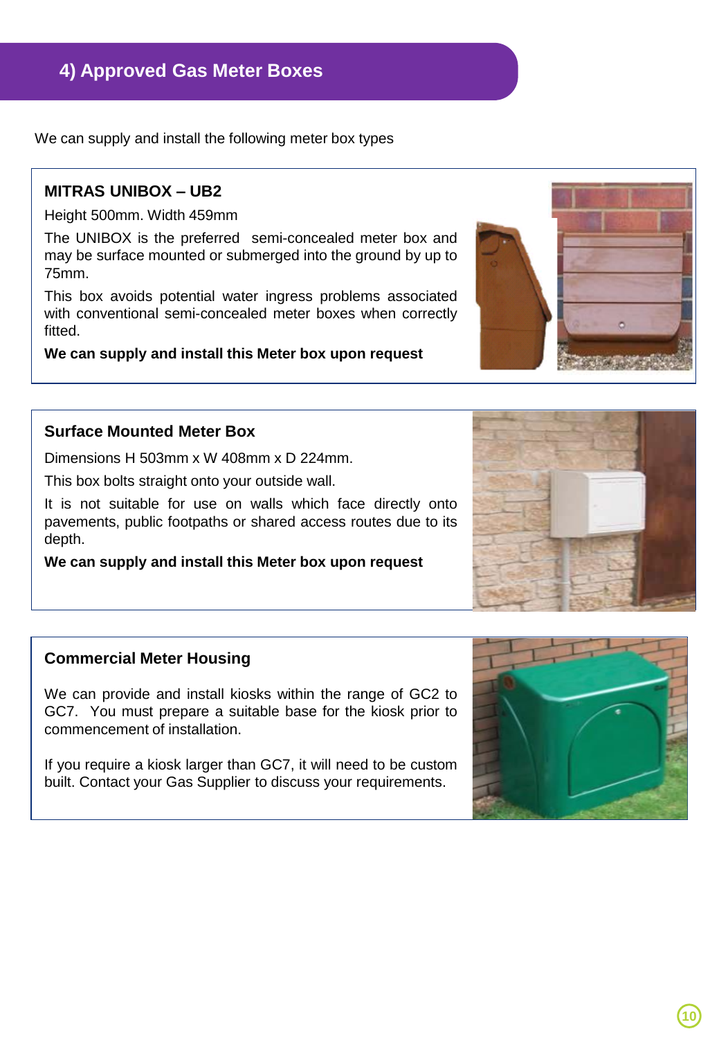## 4) Approved Gas Meter Boxes

We can supply and install the following meter box types

### MITRAS UNIBOX – UB2

Height 500mm. Width 459mm

The UNIBOX is the preferred semi-concealed meter box and may be surface mounted or submerged into the ground by up to 75mm.

This box avoids potential water ingress problems associated with conventional semi-concealed meter boxes when correctly fitted.

**We can supply and install this Meter box upon request**

### Surface Mounted Meter Box

Dimensions H 503mm x W 408mm x D 224mm.

This box bolts straight onto your outside wall.

It is not suitable for use on walls which face directly onto pavements, public footpaths or shared access routes due to its depth.

**We can supply and install this Meter box upon request**

### Commercial Meter Housing

We can provide and install kiosks within the range of GC2 to GC7. You must prepare a suitable base for the kiosk prior to commencement of installation.

If you require a kiosk larger than GC7, it will need to be custom built. Contact your Gas Supplier to discuss your requirements.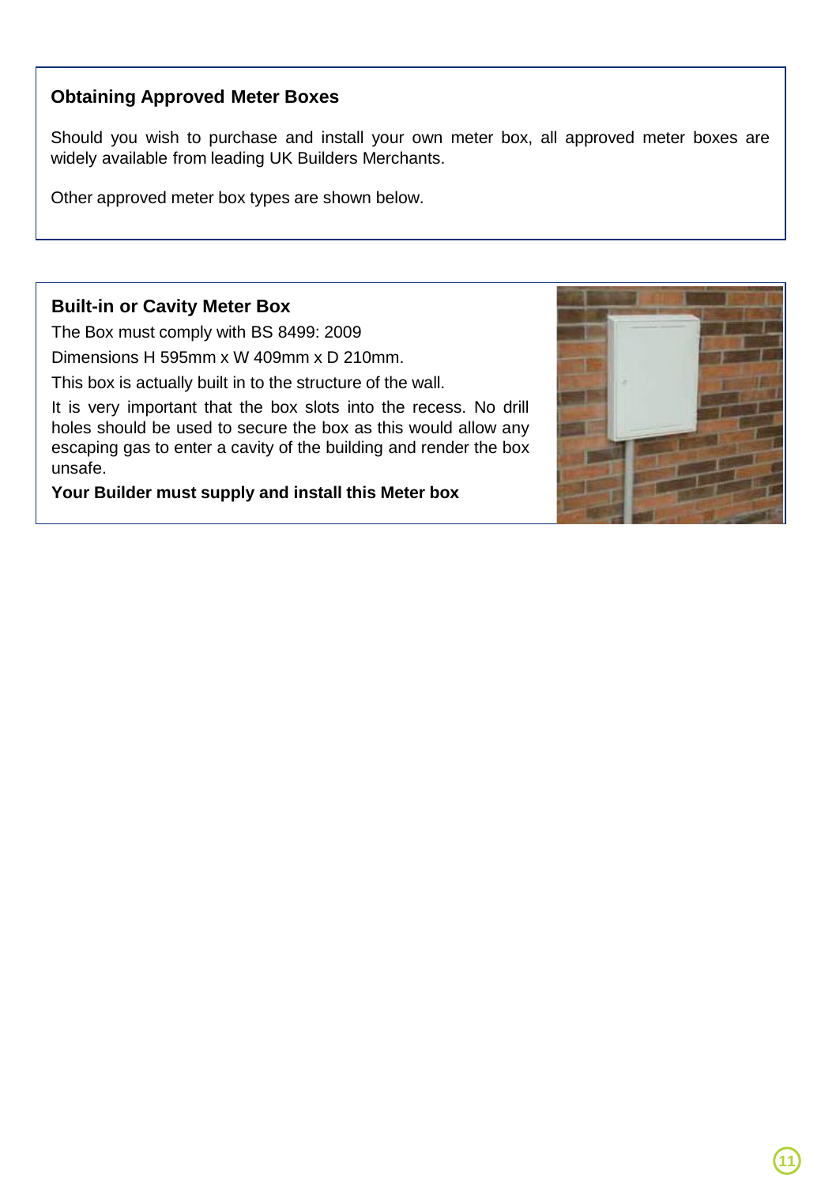## Obtaining Approved Meter Boxes

Should you wish to purchase and install your own meter box, all approved meter boxes are widely available from leading UK Builders Merchants.

Other approved meter box types are shown below.

## Built-in or Cavity Meter Box

The Box must comply with BS 8499: 2009

Dimensions H 595mm x W 409mm x D 210mm.

This box is actually built in to the structure of the wall.

It is very important that the box slots into the recess. No drill holes should be used to secure the box as this would allow any escaping gas to enter a cavity of the building and render the box unsafe.

**Your Builder must supply and install this Meter box**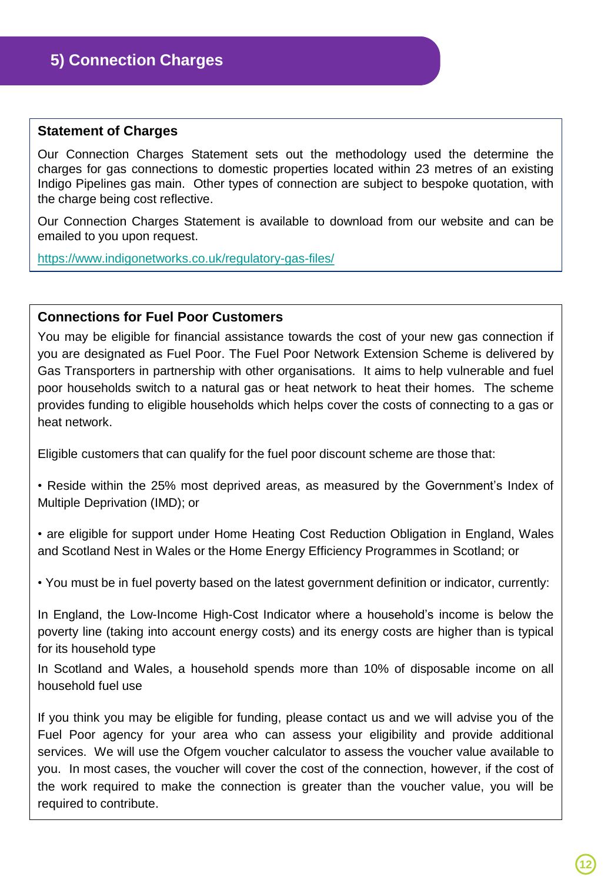## 5) Connection Charges

### Statement of Charges

Our Connection Charges Statement sets out the methodology used the determine the charges for gas connections to domestic properties located within 23 metres of an existing Indigo Pipelines gas main. Other types of connection are subject to bespoke quotation, with the charge being cost reflective.

Our Connection Charges Statement is available to download from our website and can be emailed to you upon request.

https://www.indigonetworks.co.uk/regulatory-gas-files/

### Connections for Fuel Poor Customers

You may be eligible for financial assistance towards the cost of your new gas connection if you are designated as Fuel Poor. The Fuel Poor Network Extension Scheme is delivered by Gas Transporters in partnership with other organisations. It aims to help vulnerable and fuel poor households switch to a natural gas or heat network to heat their homes. The scheme provides funding to eligible households which helps cover the costs of connecting to a gas or heat network.

Eligible customers that can qualify for the fuel poor discount scheme are those that:

• Reside within the 25% most deprived areas, as measured by the Government's Index of Multiple Deprivation (IMD); or

• are eligible for support under Home Heating Cost Reduction Obligation in England, Wales and Scotland Nest in Wales or the Home Energy Efficiency Programmes in Scotland; or

• You must be in fuel poverty based on the latest government definition or indicator, currently:

In England, the Low-Income High-Cost Indicator where a household's income is below the poverty line (taking into account energy costs) and its energy costs are higher than is typical for its household type

In Scotland and Wales, a household spends more than 10% of disposable income on all household fuel use

If you think you may be eligible for funding, please contact us and we will advise you of the Fuel Poor agency for your area who can assess your eligibility and provide additional services. We will use the Ofgem voucher calculator to assess the voucher value available to you. In most cases, the voucher will cover the cost of the connection, however, if the cost of the work required to make the connection is greater than the voucher value, you will be required to contribute.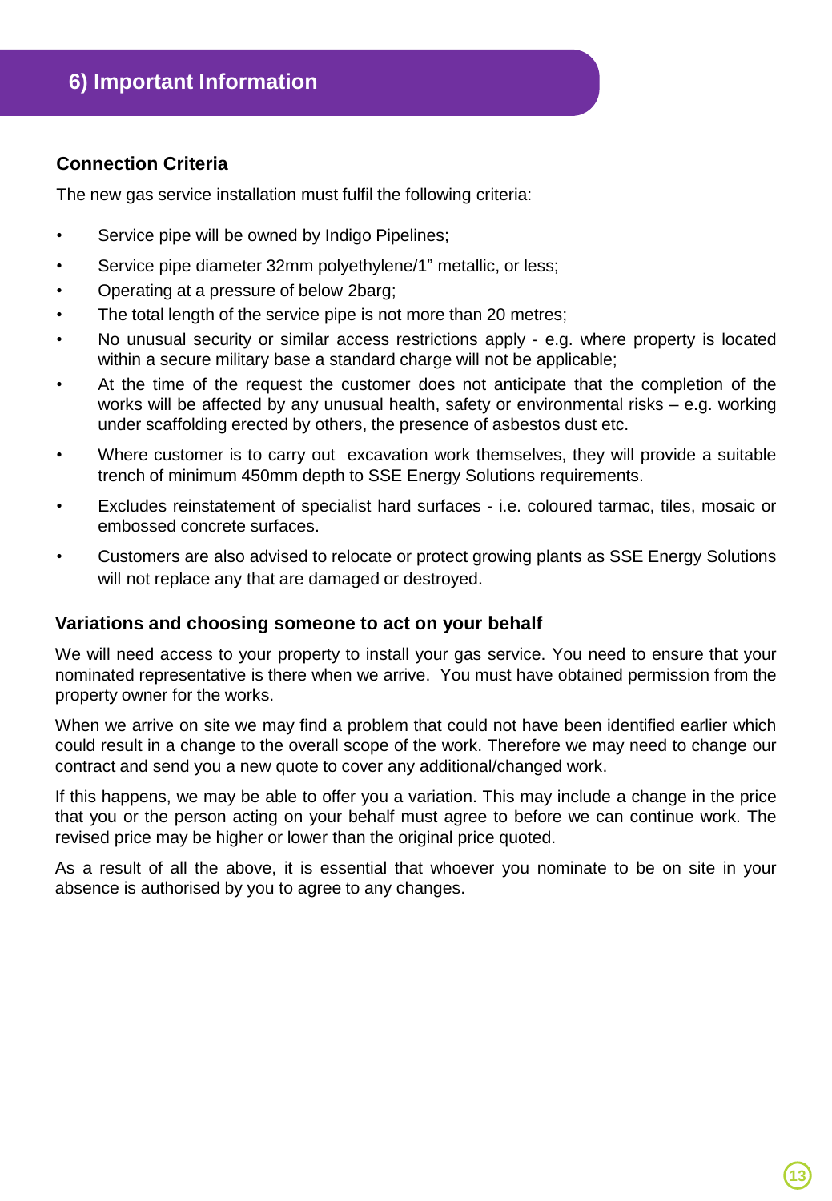## 6) Important Information

### Connection Criteria

The new gas service installation must fulfil the following criteria:

- Service pipe will be owned by Indigo Pipelines;
- Service pipe diameter 32mm polyethylene/1" metallic, or less;
- Operating at a pressure of below 2barg;
- The total length of the service pipe is not more than 20 metres;
- No unusual security or similar access restrictions apply - e.g. where property is located within a secure military base a standard charge will not be applicable;
- At the time of the request the customer does not anticipate that the completion of the works will be affected by any unusual health, safety or environmental risks – e.g. working under scaffolding erected by others, the presence of asbestos dust etc.
- Where customer is to carry out excavation work themselves, they will provide a suitable trench of minimum 450mm depth to SSE Energy Solutions requirements.
- Excludes reinstatement of specialist hard surfaces - i.e. coloured tarmac, tiles, mosaic or embossed concrete surfaces.
- Customers are also advised to relocate or protect growing plants as SSE Energy Solutions will not replace any that are damaged or destroyed.

### Variations and choosing someone to act on your behalf

We will need access to your property to install your gas service. You need to ensure that your nominated representative is there when we arrive. You must have obtained permission from the property owner for the works.

When we arrive on site we may find a problem that could not have been identified earlier which could result in a change to the overall scope of the work. Therefore we may need to change our contract and send you a new quote to cover any additional/changed work.

If this happens, we may be able to offer you a variation. This may include a change in the price that you or the person acting on your behalf must agree to before we can continue work. The revised price may be higher or lower than the original price quoted.

As a result of all the above, it is essential that whoever you nominate to be on site in your absence is authorised by you to agree to any changes.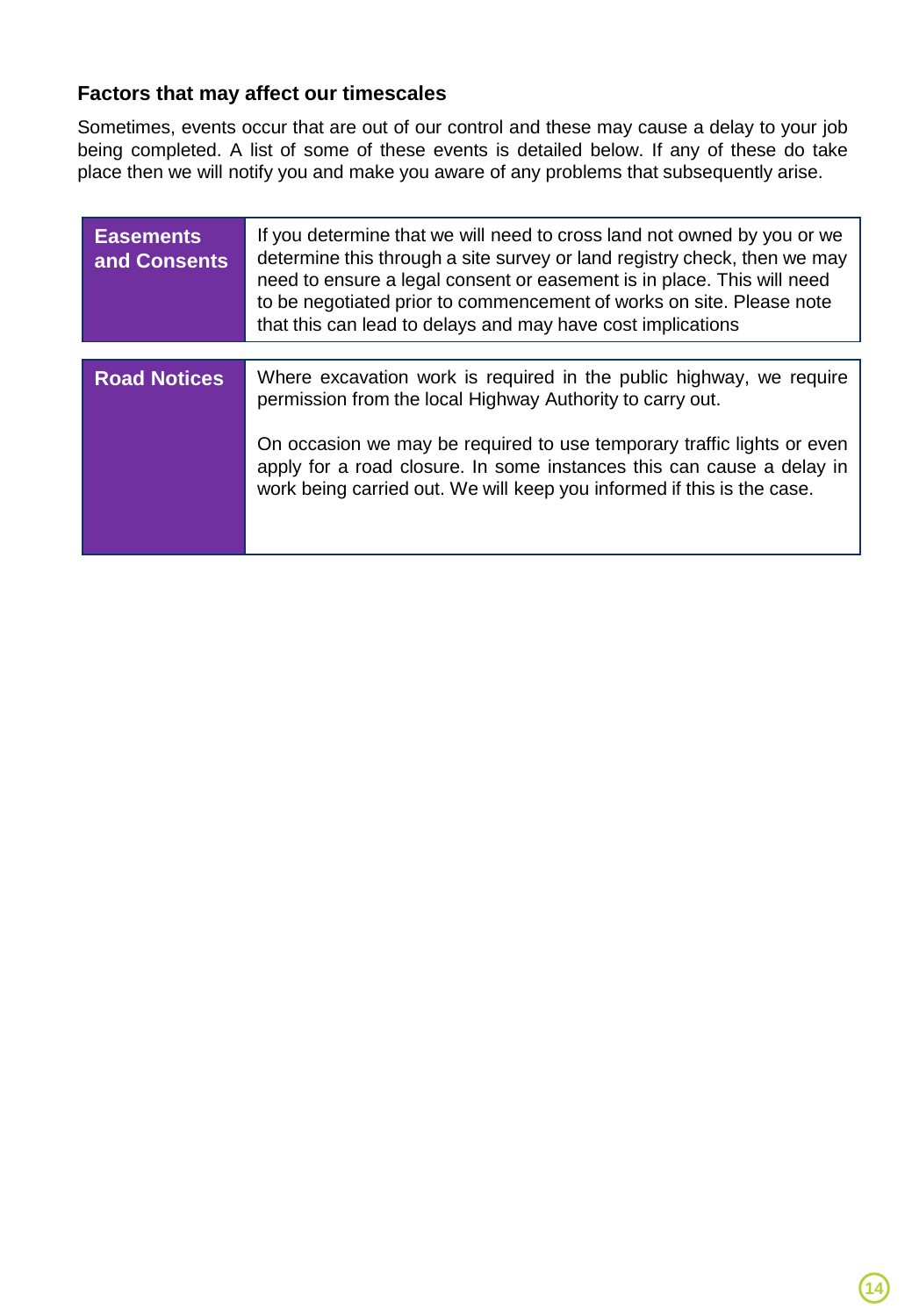### Factors that may affect our timescales

Sometimes, events occur that are out of our control and these may cause a delay to your job being completed. A list of some of these events is detailed below. If any of these do take place then we will notify you and make you aware of any problems that subsequently arise.

| | |
|---|---|
| **Easements and Consents** | If you determine that we will need to cross land not owned by you or we determine this through a site survey or land registry check, then we may need to ensure a legal consent or easement is in place. This will need to be negotiated prior to commencement of works on site. Please note that this can lead to delays and may have cost implications |
| **Road Notices** | Where excavation work is required in the public highway, we require permission from the local Highway Authority to carry out.<br><br>On occasion we may be required to use temporary traffic lights or even apply for a road closure. In some instances this can cause a delay in work being carried out. We will keep you informed if this is the case. |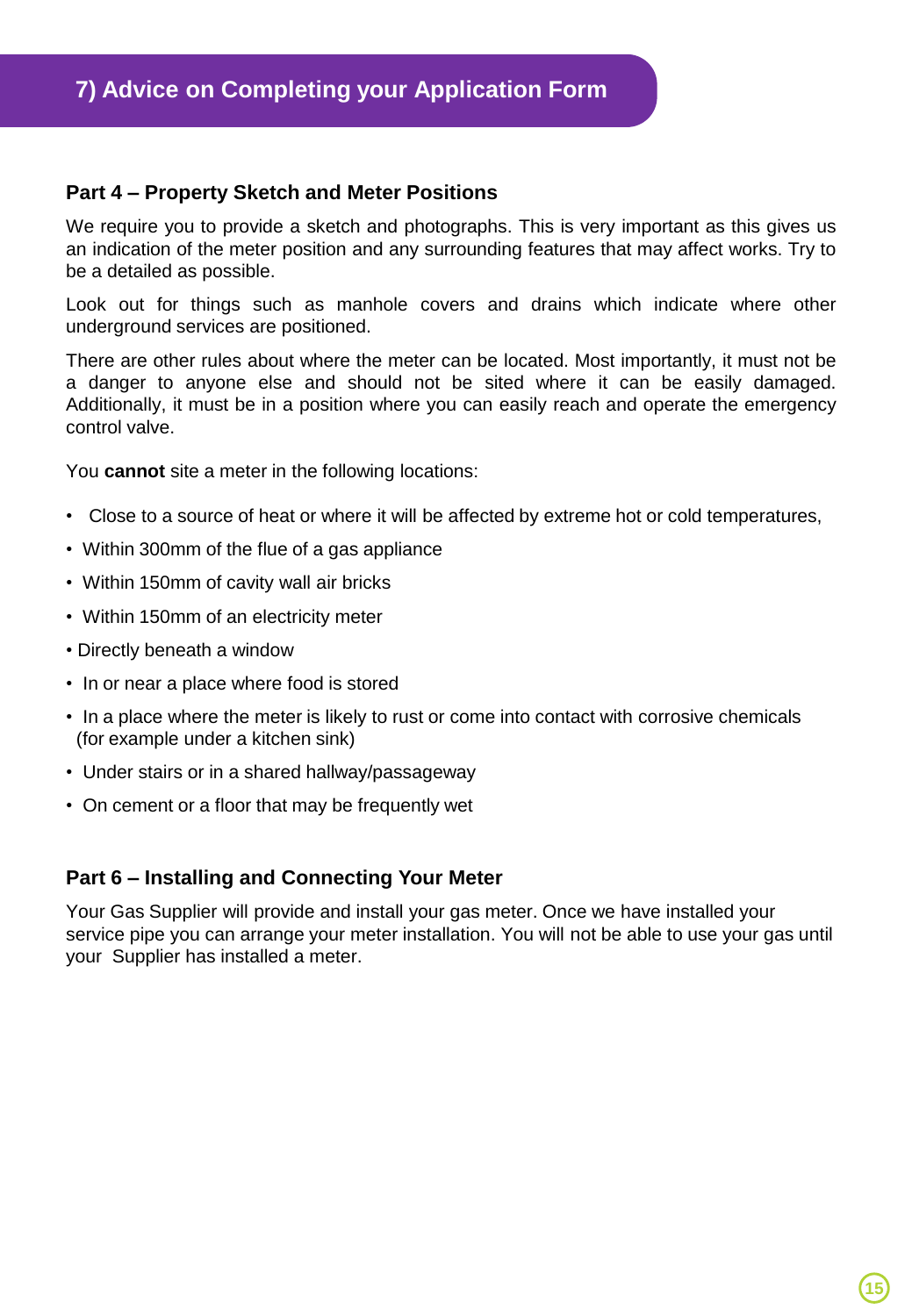## 7) Advice on Completing your Application Form

### Part 4 – Property Sketch and Meter Positions

We require you to provide a sketch and photographs. This is very important as this gives us an indication of the meter position and any surrounding features that may affect works. Try to be a detailed as possible.

Look out for things such as manhole covers and drains which indicate where other underground services are positioned.

There are other rules about where the meter can be located. Most importantly, it must not be a danger to anyone else and should not be sited where it can be easily damaged. Additionally, it must be in a position where you can easily reach and operate the emergency control valve.

You **cannot** site a meter in the following locations:

- Close to a source of heat or where it will be affected by extreme hot or cold temperatures,
- Within 300mm of the flue of a gas appliance
- Within 150mm of cavity wall air bricks
- Within 150mm of an electricity meter
- Directly beneath a window
- In or near a place where food is stored
- In a place where the meter is likely to rust or come into contact with corrosive chemicals (for example under a kitchen sink)
- Under stairs or in a shared hallway/passageway
- On cement or a floor that may be frequently wet

### Part 6 – Installing and Connecting Your Meter

Your Gas Supplier will provide and install your gas meter. Once we have installed your service pipe you can arrange your meter installation. You will not be able to use your gas until your Supplier has installed a meter.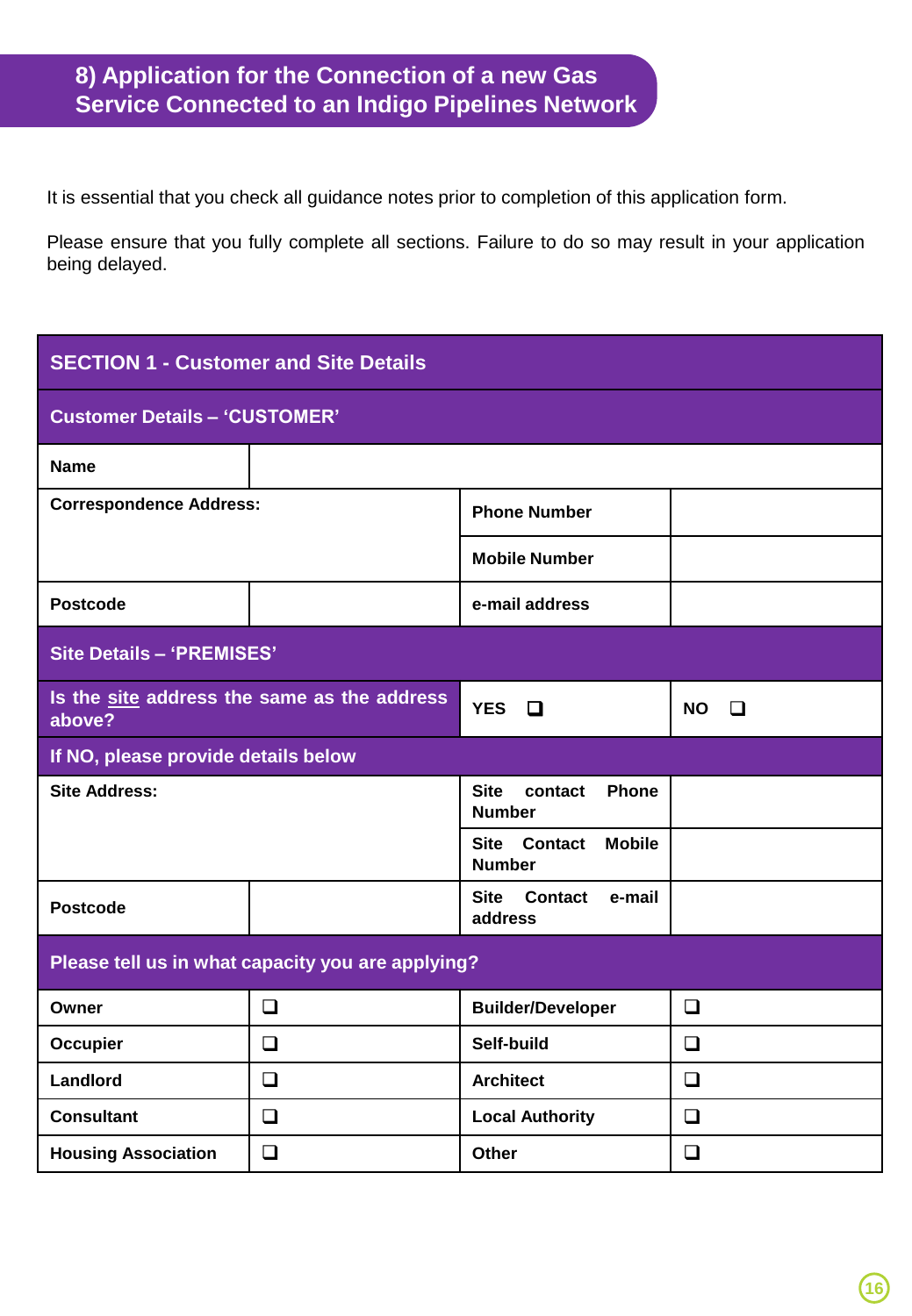## 8) Application for the Connection of a new Gas Service Connected to an Indigo Pipelines Network

It is essential that you check all guidance notes prior to completion of this application form.

Please ensure that you fully complete all sections. Failure to do so may result in your application being delayed.

| SECTION 1 - Customer and Site Details | | | |
|---|---|---|---|
| **Customer Details – 'CUSTOMER'** | | | |
| **Name** | | | |
| **Correspondence Address:** | | **Phone Number** | |
| | | **Mobile Number** | |
| **Postcode** | | **e-mail address** | |
| **Site Details – 'PREMISES'** | | | |
| **Is the site address the same as the address above?** | | **YES** ❑ | **NO** ❑ |
| **If NO, please provide details below** | | | |
| **Site Address:** | | **Site contact Phone Number** | |
| | | **Site Contact Mobile Number** | |
| **Postcode** | | **Site Contact e-mail address** | |
| **Please tell us in what capacity you are applying?** | | | |
| **Owner** | ❑ | **Builder/Developer** | ❑ |
| **Occupier** | ❑ | **Self-build** | ❑ |
| **Landlord** | ❑ | **Architect** | ❑ |
| **Consultant** | ❑ | **Local Authority** | ❑ |
| **Housing Association** | ❑ | **Other** | ❑ |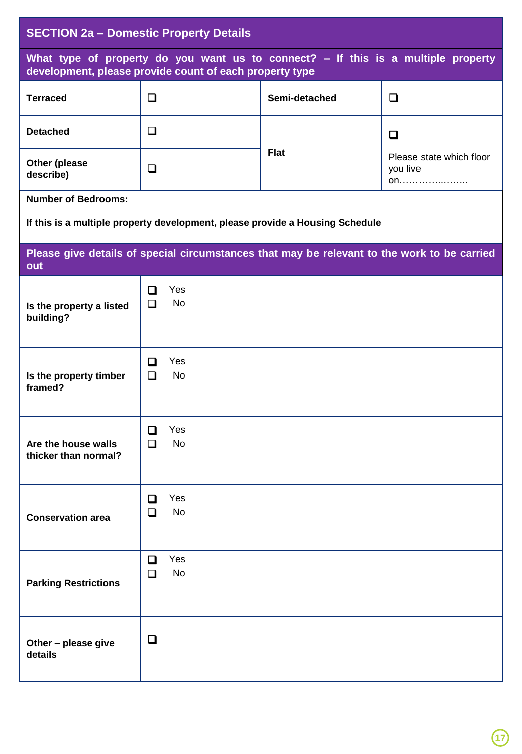## SECTION 2a – Domestic Property Details

**What type of property do you want us to connect? – If this is a multiple property development, please provide count of each property type**

| | | | |
|---|---|---|---|
| **Terraced** | ❑ | **Semi-detached** | ❑ |
| **Detached** | ❑ | **Flat** | ❑ Please state which floor you live on………………….. |
| **Other (please describe)** | ❑ | | |

**Number of Bedrooms:**

**If this is a multiple property development, please provide a Housing Schedule**

**Please give details of special circumstances that may be relevant to the work to be carried out**

| | |
|---|---|
| **Is the property a listed building?** | ❑ Yes ❑ No |
| **Is the property timber framed?** | ❑ Yes ❑ No |
| **Are the house walls thicker than normal?** | ❑ Yes ❑ No |
| **Conservation area** | ❑ Yes ❑ No |
| **Parking Restrictions** | ❑ Yes ❑ No |
| **Other – please give details** | ❑ |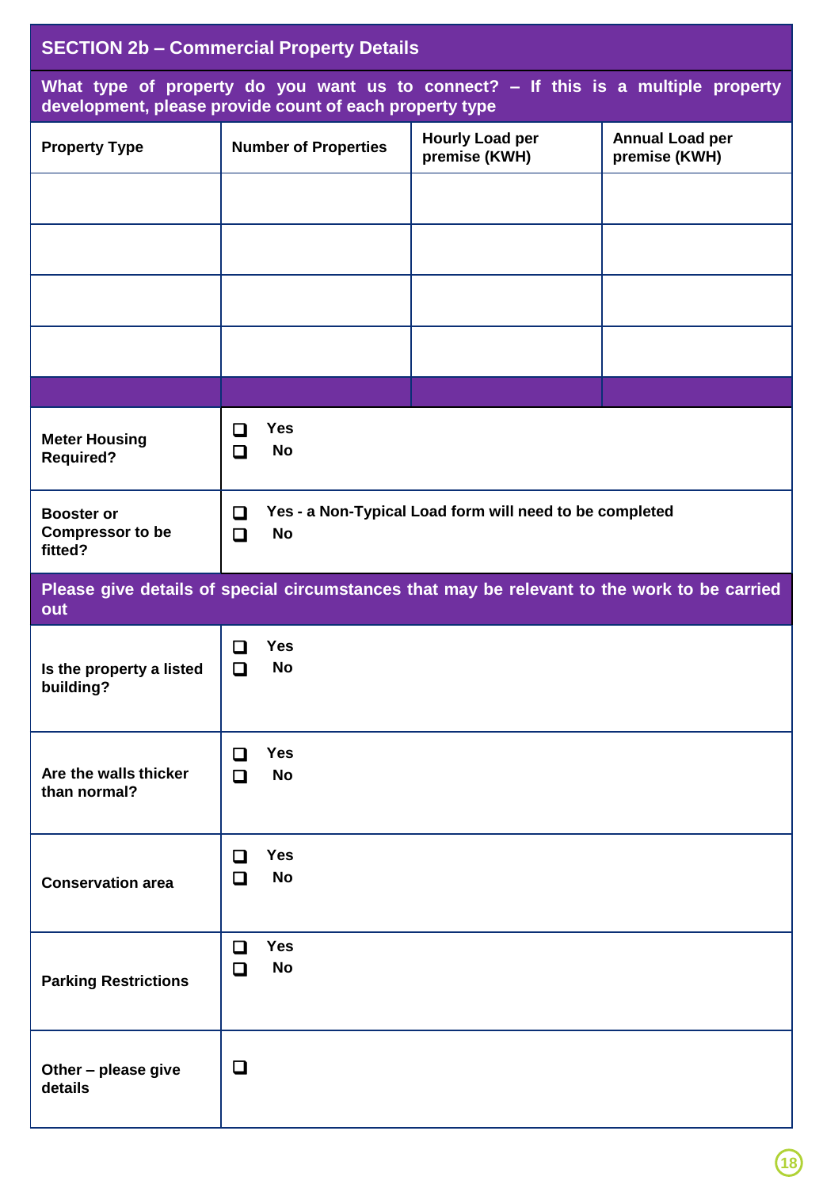## SECTION 2b – Commercial Property Details

**What type of property do you want us to connect? – If this is a multiple property development, please provide count of each property type**

| Property Type | Number of Properties | Hourly Load per premise (KWH) | Annual Load per premise (KWH) |
|---|---|---|---|
| | | | |
| | | | |
| | | | |
| | | | |

| | |
|---|---|
| **Meter Housing Required?** | ❑ Yes<br>❑ No |
| **Booster or Compressor to be fitted?** | ❑ Yes - a Non-Typical Load form will need to be completed<br>❑ No |

**Please give details of special circumstances that may be relevant to the work to be carried out**

| | |
|---|---|
| **Is the property a listed building?** | ❑ Yes<br>❑ No |
| **Are the walls thicker than normal?** | ❑ Yes<br>❑ No |
| **Conservation area** | ❑ Yes<br>❑ No |
| **Parking Restrictions** | ❑ Yes<br>❑ No |
| **Other – please give details** | ❑ |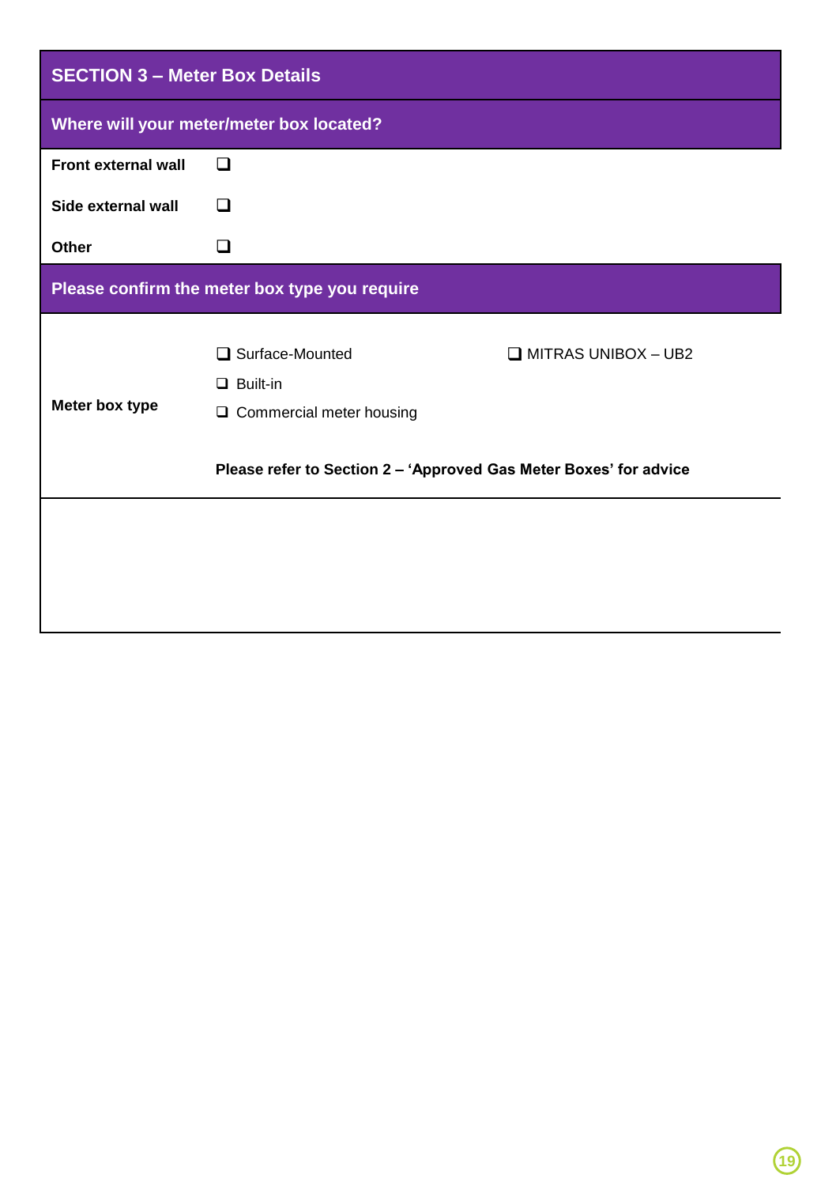## SECTION 3 – Meter Box Details

### Where will your meter/meter box located?

| | |
|---|---|
| **Front external wall** | ❑ |
| **Side external wall** | ❑ |
| **Other** | ❑ |

### Please confirm the meter box type you require

| | | |
|---|---|---|
| **Meter box type** | ❑ Surface-Mounted<br>❑ Built-in<br>❑ Commercial meter housing | ❑ MITRAS UNIBOX – UB2 |
| | **Please refer to Section 2 – 'Approved Gas Meter Boxes' for advice** | |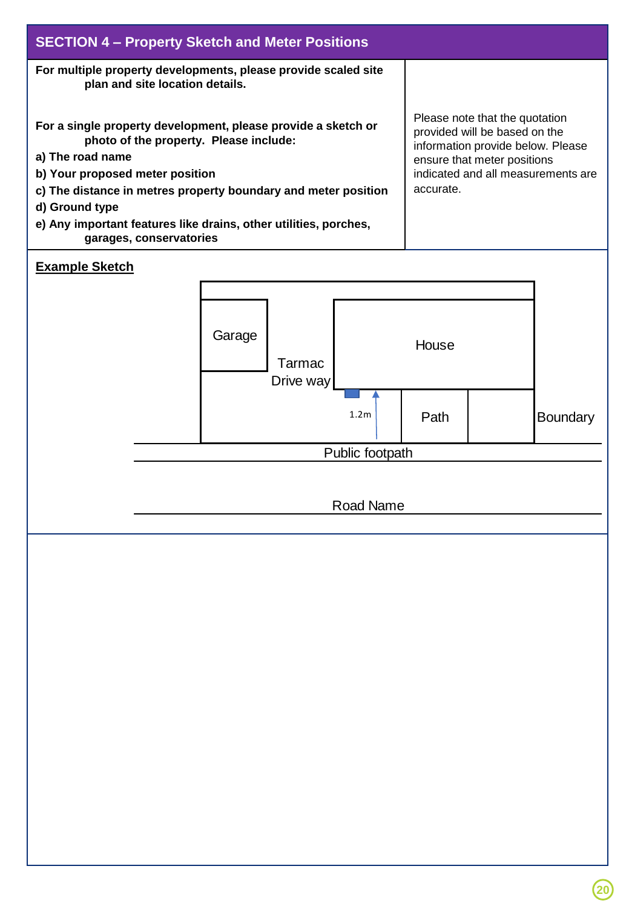## SECTION 4 – Property Sketch and Meter Positions

**For multiple property developments, please provide scaled site plan and site location details.**

**For a single property development, please provide a sketch or photo of the property. Please include:**

**a) The road name**

**b) Your proposed meter position**

**c) The distance in metres property boundary and meter position**

**d) Ground type**

**e) Any important features like drains, other utilities, porches, garages, conservatories**

Please note that the quotation provided will be based on the information provide below. Please ensure that meter positions indicated and all measurements are accurate.

**Example Sketch**

Garage

Tarmac Drive way

House

1.2m

Path

Boundary

Public footpath

Road Name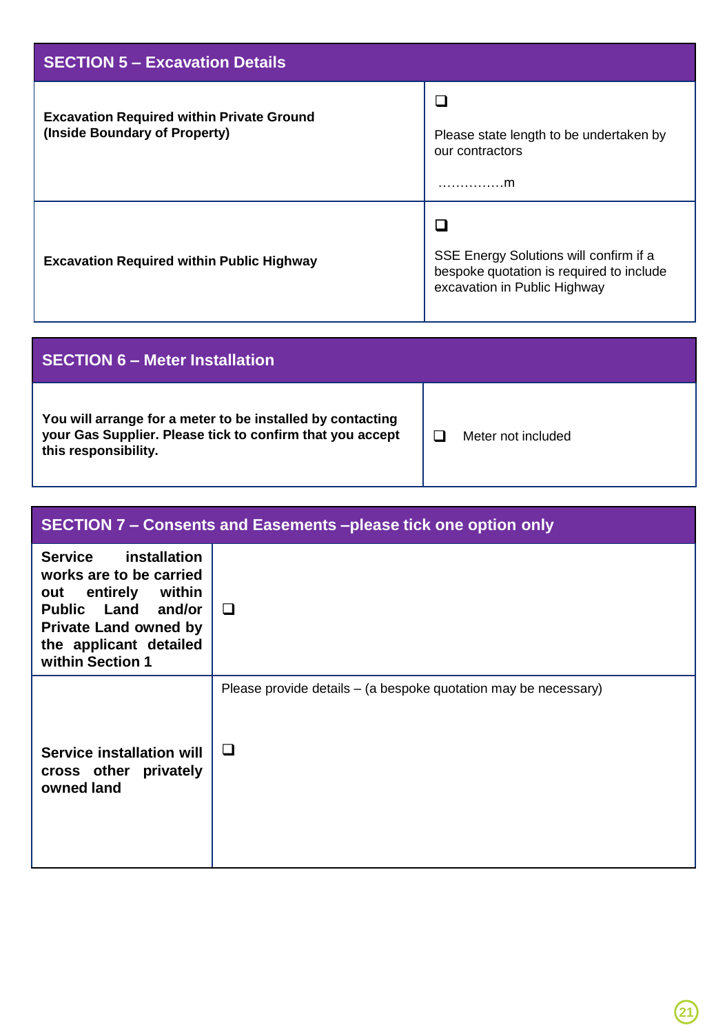| SECTION 5 – Excavation Details | |
|---|---|
| **Excavation Required within Private Ground (Inside Boundary of Property)** | ❑ Please state length to be undertaken by our contractors ……………m |
| **Excavation Required within Public Highway** | ❑ SSE Energy Solutions will confirm if a bespoke quotation is required to include excavation in Public Highway |

| SECTION 6 – Meter Installation | |
|---|---|
| **You will arrange for a meter to be installed by contacting your Gas Supplier. Please tick to confirm that you accept this responsibility.** | ❑ Meter not included |

| SECTION 7 – Consents and Easements –please tick one option only | |
|---|---|
| **Service installation works are to be carried out entirely within Public Land and/or Private Land owned by the applicant detailed within Section 1** | ❑ |
| **Service installation will cross other privately owned land** | Please provide details – (a bespoke quotation may be necessary) ❑ |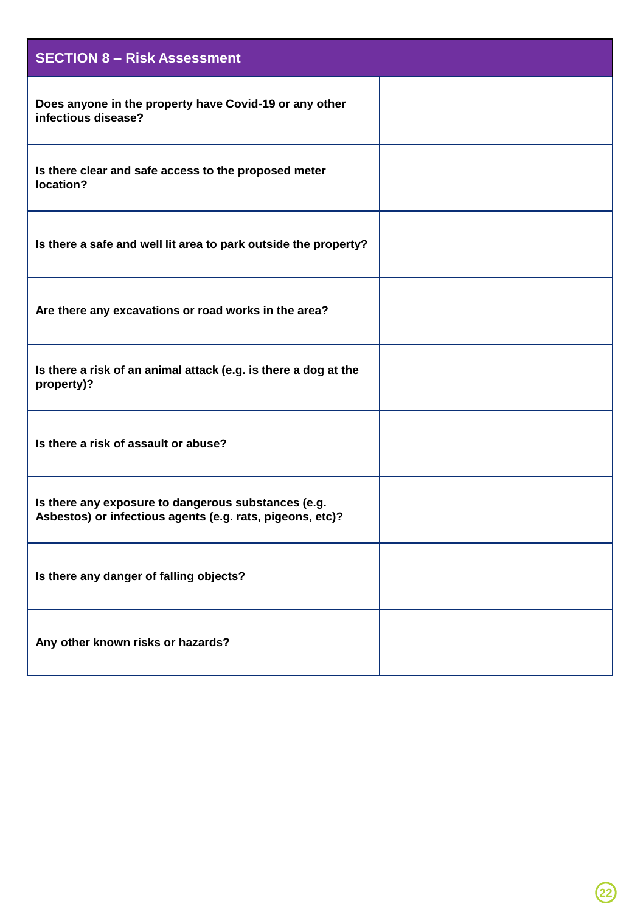| SECTION 8 – Risk Assessment | |
|---|---|
| **Does anyone in the property have Covid-19 or any other infectious disease?** | |
| **Is there clear and safe access to the proposed meter location?** | |
| **Is there a safe and well lit area to park outside the property?** | |
| **Are there any excavations or road works in the area?** | |
| **Is there a risk of an animal attack (e.g. is there a dog at the property)?** | |
| **Is there a risk of assault or abuse?** | |
| **Is there any exposure to dangerous substances (e.g. Asbestos) or infectious agents (e.g. rats, pigeons, etc)?** | |
| **Is there any danger of falling objects?** | |
| **Any other known risks or hazards?** | |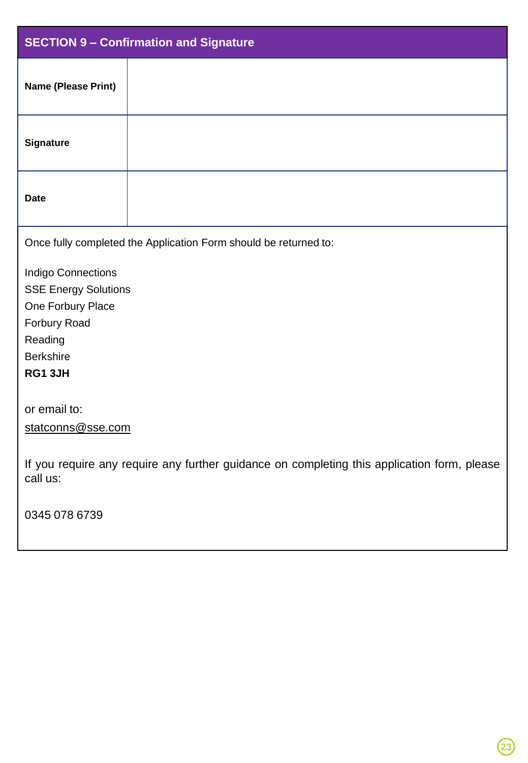## SECTION 9 – Confirmation and Signature

| Name (Please Print) | |
|---|---|
| **Signature** | |
| **Date** | |

Once fully completed the Application Form should be returned to:

Indigo Connections
SSE Energy Solutions
One Forbury Place
Forbury Road
Reading
Berkshire
**RG1 3JH**

or email to:
statconns@sse.com

If you require any require any further guidance on completing this application form, please call us:

0345 078 6739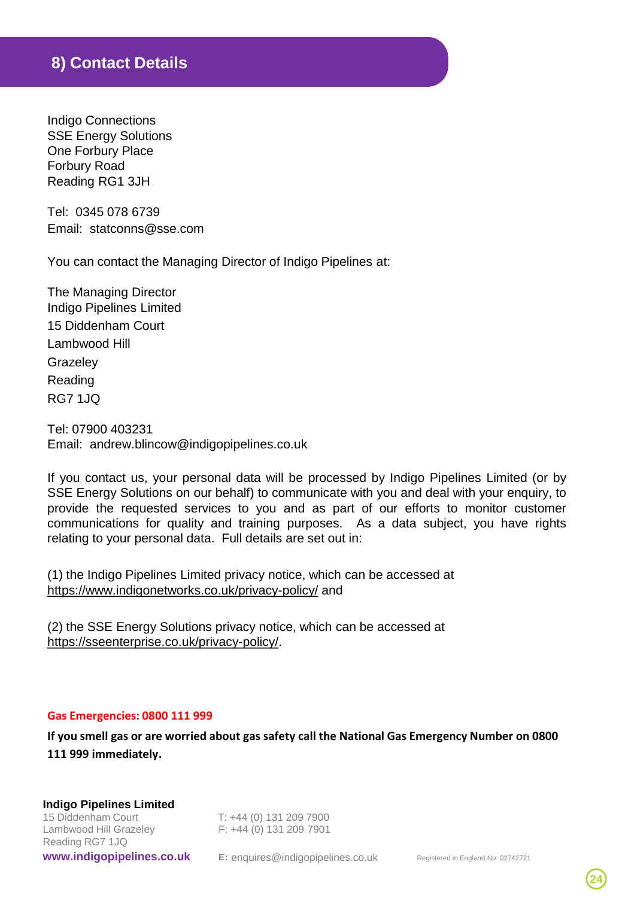## 8) Contact Details

Indigo Connections
SSE Energy Solutions
One Forbury Place
Forbury Road
Reading RG1 3JH

Tel: 0345 078 6739
Email: statconns@sse.com

You can contact the Managing Director of Indigo Pipelines at:

The Managing Director
Indigo Pipelines Limited
15 Diddenham Court
Lambwood Hill
Grazeley
Reading
RG7 1JQ

Tel: 07900 403231
Email: andrew.blincow@indigopipelines.co.uk

If you contact us, your personal data will be processed by Indigo Pipelines Limited (or by SSE Energy Solutions on our behalf) to communicate with you and deal with your enquiry, to provide the requested services to you and as part of our efforts to monitor customer communications for quality and training purposes. As a data subject, you have rights relating to your personal data. Full details are set out in:

(1) the Indigo Pipelines Limited privacy notice, which can be accessed at https://www.indigonetworks.co.uk/privacy-policy/ and

(2) the SSE Energy Solutions privacy notice, which can be accessed at https://sseenterprise.co.uk/privacy-policy/.

**Gas Emergencies: 0800 111 999**

**If you smell gas or are worried about gas safety call the National Gas Emergency Number on 0800 111 999 immediately.**

**Indigo Pipelines Limited**
15 Diddenham Court
Lambwood Hill Grazeley
Reading RG7 1JQ
**www.indigopipelines.co.uk**

T: +44 (0) 131 209 7900
F: +44 (0) 131 209 7901

**E:** enquires@indigopipelines.co.uk

Registered in England No: 02742721